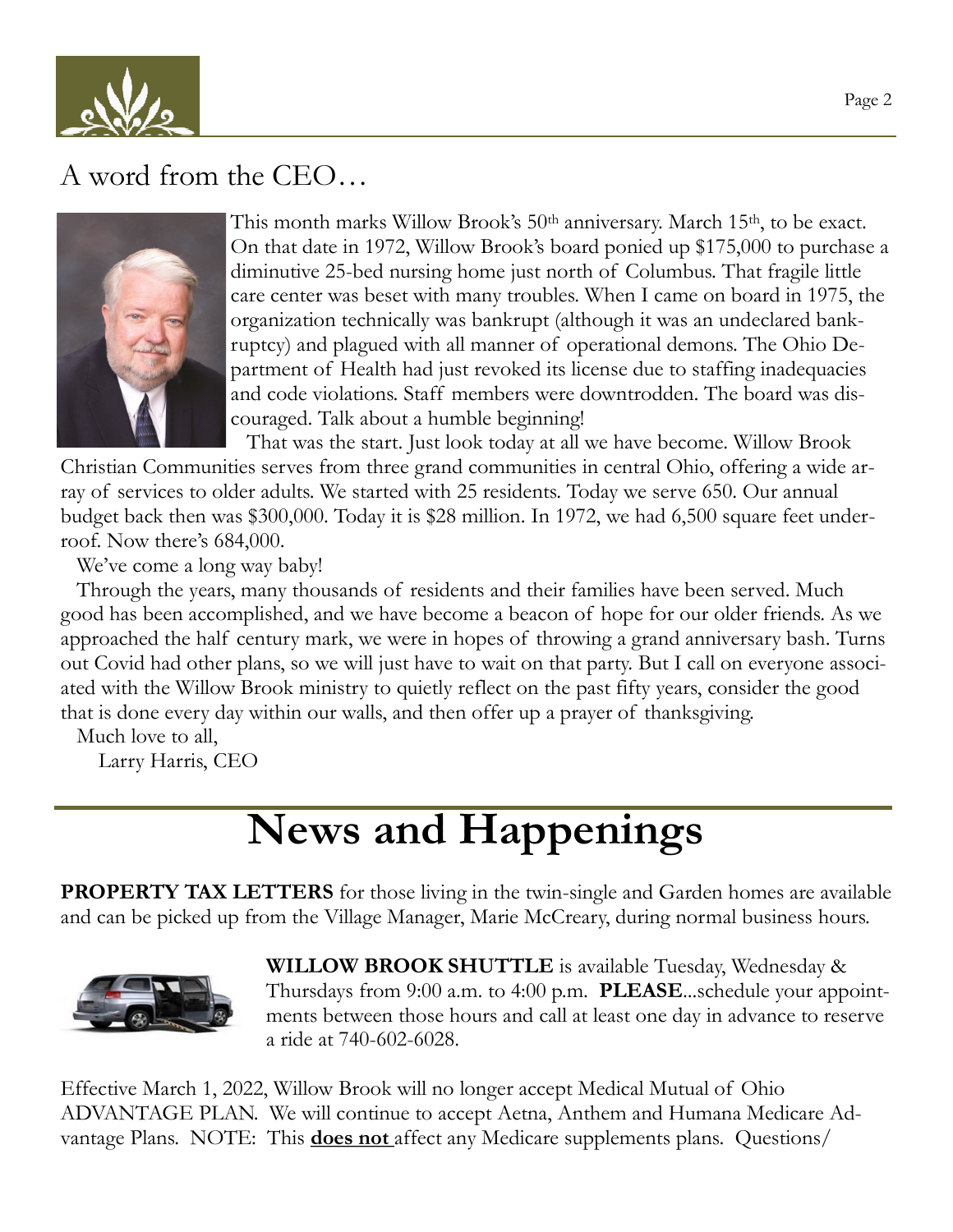## A word from the CEO…

This month marks Willow Brook's 50th anniversary. March 15th, to be exact. On that date in 1972, Willow Brook's board ponied up $175,000 to purchase a diminutive 25-bed nursing home just north of Columbus. That fragile little care center was beset with many troubles. When I came on board in 1975, the organization technically was bankrupt (although it was an undeclared bankruptcy) and plagued with all manner of operational demons. The Ohio Department of Health had just revoked its license due to staffing inadequacies and code violations. Staff members were downtrodden. The board was discouraged. Talk about a humble beginning!

That was the start. Just look today at all we have become. Willow Brook Christian Communities serves from three grand communities in central Ohio, offering a wide array of services to older adults. We started with 25 residents. Today we serve 650. Our annual budget back then was $300,000. Today it is $28 million. In 1972, we had 6,500 square feet underroof. Now there's 684,000.

We've come a long way baby!

Through the years, many thousands of residents and their families have been served. Much good has been accomplished, and we have become a beacon of hope for our older friends. As we approached the half century mark, we were in hopes of throwing a grand anniversary bash. Turns out Covid had other plans, so we will just have to wait on that party. But I call on everyone associated with the Willow Brook ministry to quietly reflect on the past fifty years, consider the good that is done every day within our walls, and then offer up a prayer of thanksgiving.

Much love to all,

Larry Harris, CEO

# News and Happenings

**PROPERTY TAX LETTERS** for those living in the twin-single and Garden homes are available and can be picked up from the Village Manager, Marie McCreary, during normal business hours.

**WILLOW BROOK SHUTTLE** is available Tuesday, Wednesday & Thursdays from 9:00 a.m. to 4:00 p.m. **PLEASE**...schedule your appointments between those hours and call at least one day in advance to reserve a ride at 740-602-6028.

Effective March 1, 2022, Willow Brook will no longer accept Medical Mutual of Ohio ADVANTAGE PLAN. We will continue to accept Aetna, Anthem and Humana Medicare Advantage Plans. NOTE: This **does not** affect any Medicare supplements plans. Questions/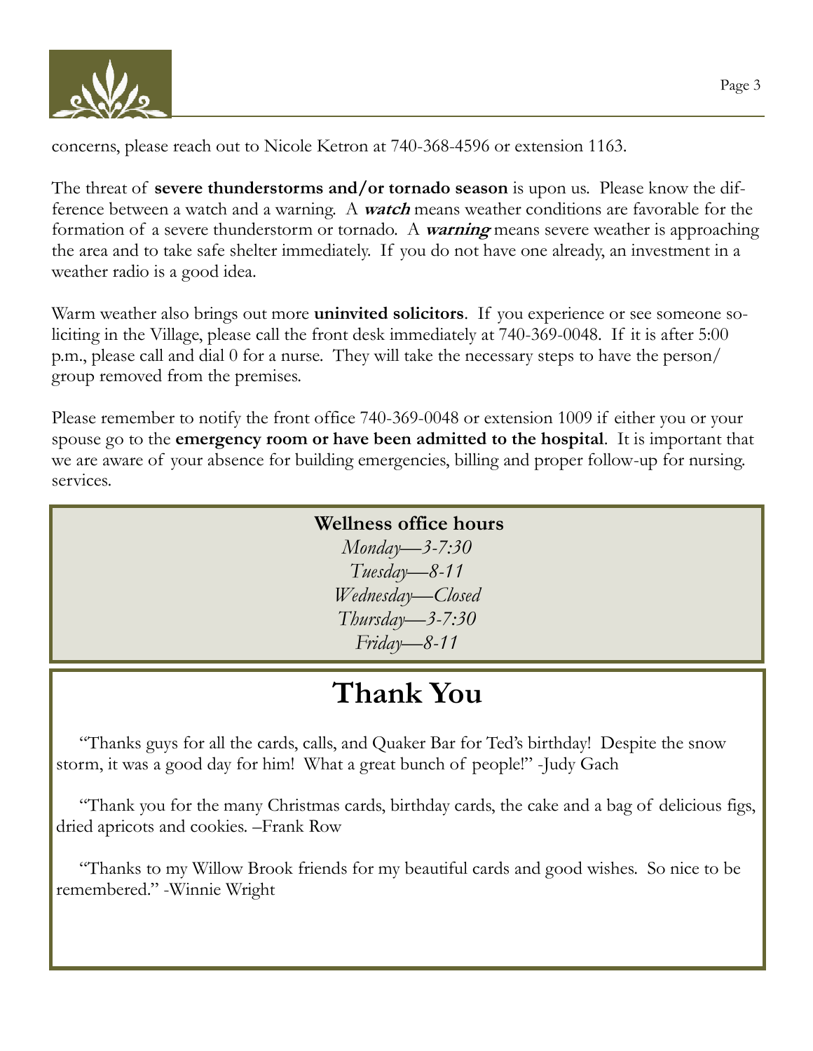concerns, please reach out to Nicole Ketron at 740-368-4596 or extension 1163.

The threat of **severe thunderstorms and/or tornado season** is upon us. Please know the difference between a watch and a warning. A ***watch*** means weather conditions are favorable for the formation of a severe thunderstorm or tornado. A ***warning*** means severe weather is approaching the area and to take safe shelter immediately. If you do not have one already, an investment in a weather radio is a good idea.

Warm weather also brings out more **uninvited solicitors**. If you experience or see someone soliciting in the Village, please call the front desk immediately at 740-369-0048. If it is after 5:00 p.m., please call and dial 0 for a nurse. They will take the necessary steps to have the person/group removed from the premises.

Please remember to notify the front office 740-369-0048 or extension 1009 if either you or your spouse go to the **emergency room or have been admitted to the hospital**. It is important that we are aware of your absence for building emergencies, billing and proper follow-up for nursing services.

**Wellness office hours**

*Monday—3-7:30*
*Tuesday—8-11*
*Wednesday—Closed*
*Thursday—3-7:30*
*Friday—8-11*

# Thank You

"Thanks guys for all the cards, calls, and Quaker Bar for Ted's birthday! Despite the snow storm, it was a good day for him! What a great bunch of people!" -Judy Gach

"Thank you for the many Christmas cards, birthday cards, the cake and a bag of delicious figs, dried apricots and cookies. –Frank Row

"Thanks to my Willow Brook friends for my beautiful cards and good wishes. So nice to be remembered." -Winnie Wright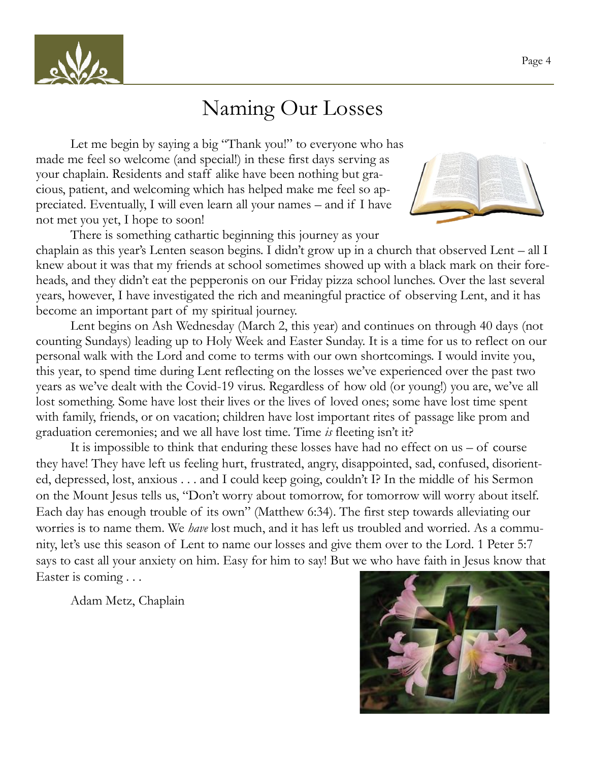# Naming Our Losses

Let me begin by saying a big "Thank you!" to everyone who has made me feel so welcome (and special!) in these first days serving as your chaplain. Residents and staff alike have been nothing but gracious, patient, and welcoming which has helped make me feel so appreciated. Eventually, I will even learn all your names – and if I have not met you yet, I hope to soon!

There is something cathartic beginning this journey as your chaplain as this year's Lenten season begins. I didn't grow up in a church that observed Lent – all I knew about it was that my friends at school sometimes showed up with a black mark on their foreheads, and they didn't eat the pepperonis on our Friday pizza school lunches. Over the last several years, however, I have investigated the rich and meaningful practice of observing Lent, and it has become an important part of my spiritual journey.

Lent begins on Ash Wednesday (March 2, this year) and continues on through 40 days (not counting Sundays) leading up to Holy Week and Easter Sunday. It is a time for us to reflect on our personal walk with the Lord and come to terms with our own shortcomings. I would invite you, this year, to spend time during Lent reflecting on the losses we've experienced over the past two years as we've dealt with the Covid-19 virus. Regardless of how old (or young!) you are, we've all lost something. Some have lost their lives or the lives of loved ones; some have lost time spent with family, friends, or on vacation; children have lost important rites of passage like prom and graduation ceremonies; and we all have lost time. Time *is* fleeting isn't it?

It is impossible to think that enduring these losses have had no effect on us – of course they have! They have left us feeling hurt, frustrated, angry, disappointed, sad, confused, disoriented, depressed, lost, anxious . . . and I could keep going, couldn't I? In the middle of his Sermon on the Mount Jesus tells us, "Don't worry about tomorrow, for tomorrow will worry about itself. Each day has enough trouble of its own" (Matthew 6:34). The first step towards alleviating our worries is to name them. We *have* lost much, and it has left us troubled and worried. As a community, let's use this season of Lent to name our losses and give them over to the Lord. 1 Peter 5:7 says to cast all your anxiety on him. Easy for him to say! But we who have faith in Jesus know that Easter is coming . . .

Adam Metz, Chaplain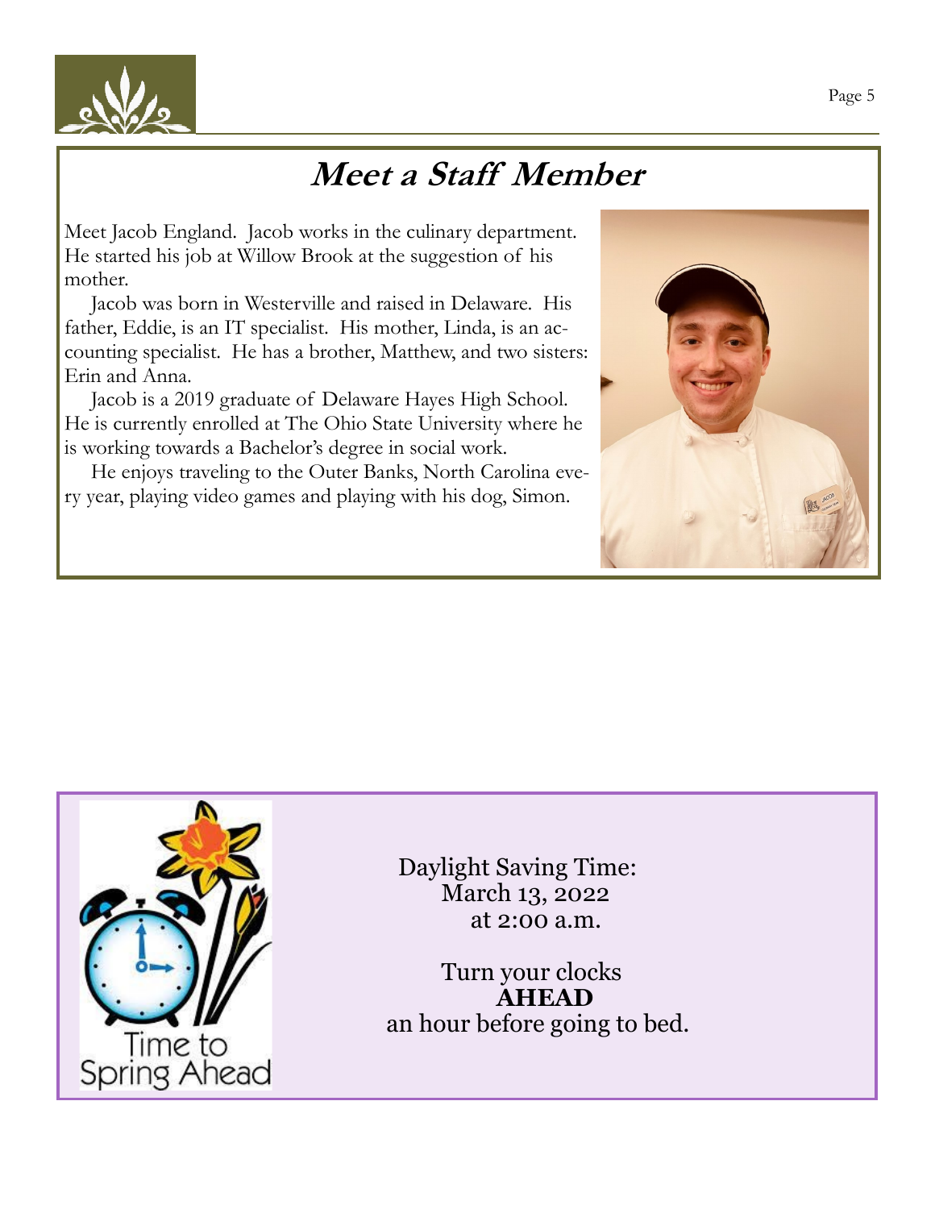# Meet a Staff Member

Meet Jacob England. Jacob works in the culinary department. He started his job at Willow Brook at the suggestion of his mother.

Jacob was born in Westerville and raised in Delaware. His father, Eddie, is an IT specialist. His mother, Linda, is an accounting specialist. He has a brother, Matthew, and two sisters: Erin and Anna.

Jacob is a 2019 graduate of Delaware Hayes High School. He is currently enrolled at The Ohio State University where he is working towards a Bachelor's degree in social work.

He enjoys traveling to the Outer Banks, North Carolina every year, playing video games and playing with his dog, Simon.

Time to Spring Ahead

Daylight Saving Time:
March 13, 2022
at 2:00 a.m.

Turn your clocks
**AHEAD**
an hour before going to bed.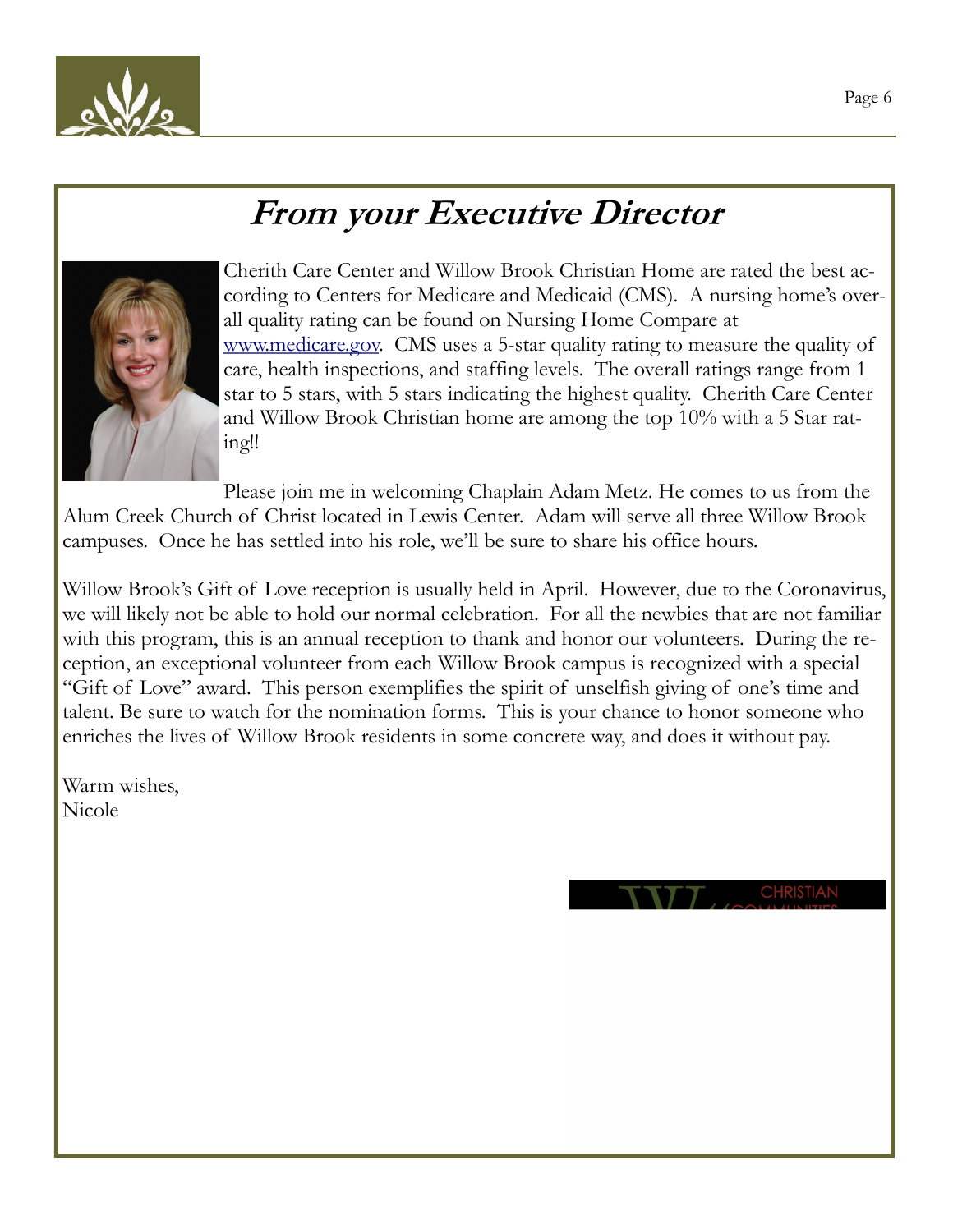# From your Executive Director

Cherith Care Center and Willow Brook Christian Home are rated the best according to Centers for Medicare and Medicaid (CMS). A nursing home's overall quality rating can be found on Nursing Home Compare at www.medicare.gov. CMS uses a 5-star quality rating to measure the quality of care, health inspections, and staffing levels. The overall ratings range from 1 star to 5 stars, with 5 stars indicating the highest quality. Cherith Care Center and Willow Brook Christian home are among the top 10% with a 5 Star rating!!

Please join me in welcoming Chaplain Adam Metz. He comes to us from the Alum Creek Church of Christ located in Lewis Center. Adam will serve all three Willow Brook campuses. Once he has settled into his role, we'll be sure to share his office hours.

Willow Brook's Gift of Love reception is usually held in April. However, due to the Coronavirus, we will likely not be able to hold our normal celebration. For all the newbies that are not familiar with this program, this is an annual reception to thank and honor our volunteers. During the reception, an exceptional volunteer from each Willow Brook campus is recognized with a special "Gift of Love" award. This person exemplifies the spirit of unselfish giving of one's time and talent. Be sure to watch for the nomination forms. This is your chance to honor someone who enriches the lives of Willow Brook residents in some concrete way, and does it without pay.

Warm wishes,
Nicole